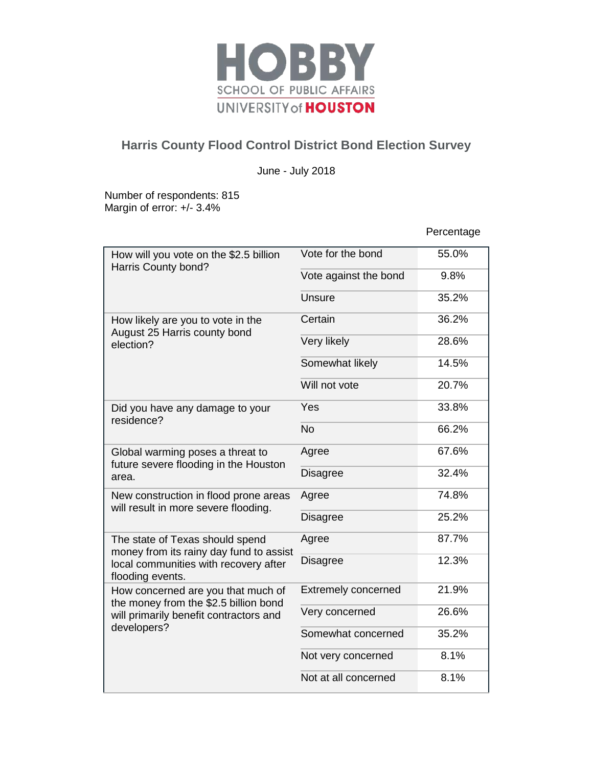HOBBY
SCHOOL OF PUBLIC AFFAIRS
UNIVERSITY of HOUSTON

## Harris County Flood Control District Bond Election Survey

June - July 2018

Number of respondents: 815
Margin of error: +/- 3.4%

| Question | Response | Percentage |
|---|---|---|
| How will you vote on the $2.5 billion Harris County bond? | Vote for the bond | 55.0% |
| | Vote against the bond | 9.8% |
| | Unsure | 35.2% |
| How likely are you to vote in the August 25 Harris county bond election? | Certain | 36.2% |
| | Very likely | 28.6% |
| | Somewhat likely | 14.5% |
| | Will not vote | 20.7% |
| Did you have any damage to your residence? | Yes | 33.8% |
| | No | 66.2% |
| Global warming poses a threat to future severe flooding in the Houston area. | Agree | 67.6% |
| | Disagree | 32.4% |
| New construction in flood prone areas will result in more severe flooding. | Agree | 74.8% |
| | Disagree | 25.2% |
| The state of Texas should spend money from its rainy day fund to assist local communities with recovery after flooding events. | Agree | 87.7% |
| | Disagree | 12.3% |
| How concerned are you that much of the money from the $2.5 billion bond will primarily benefit contractors and developers? | Extremely concerned | 21.9% |
| | Very concerned | 26.6% |
| | Somewhat concerned | 35.2% |
| | Not very concerned | 8.1% |
| | Not at all concerned | 8.1% |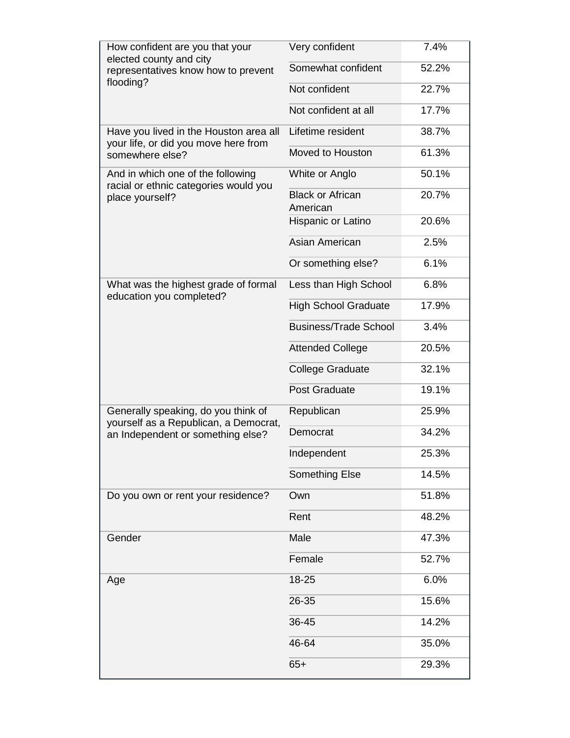| | | |
|---|---|---|
| How confident are you that your elected county and city representatives know how to prevent flooding? | Very confident | 7.4% |
| | Somewhat confident | 52.2% |
| | Not confident | 22.7% |
| | Not confident at all | 17.7% |
| Have you lived in the Houston area all your life, or did you move here from somewhere else? | Lifetime resident | 38.7% |
| | Moved to Houston | 61.3% |
| And in which one of the following racial or ethnic categories would you place yourself? | White or Anglo | 50.1% |
| | Black or African American | 20.7% |
| | Hispanic or Latino | 20.6% |
| | Asian American | 2.5% |
| | Or something else? | 6.1% |
| What was the highest grade of formal education you completed? | Less than High School | 6.8% |
| | High School Graduate | 17.9% |
| | Business/Trade School | 3.4% |
| | Attended College | 20.5% |
| | College Graduate | 32.1% |
| | Post Graduate | 19.1% |
| Generally speaking, do you think of yourself as a Republican, a Democrat, an Independent or something else? | Republican | 25.9% |
| | Democrat | 34.2% |
| | Independent | 25.3% |
| | Something Else | 14.5% |
| Do you own or rent your residence? | Own | 51.8% |
| | Rent | 48.2% |
| Gender | Male | 47.3% |
| | Female | 52.7% |
| Age | 18-25 | 6.0% |
| | 26-35 | 15.6% |
| | 36-45 | 14.2% |
| | 46-64 | 35.0% |
| | 65+ | 29.3% |